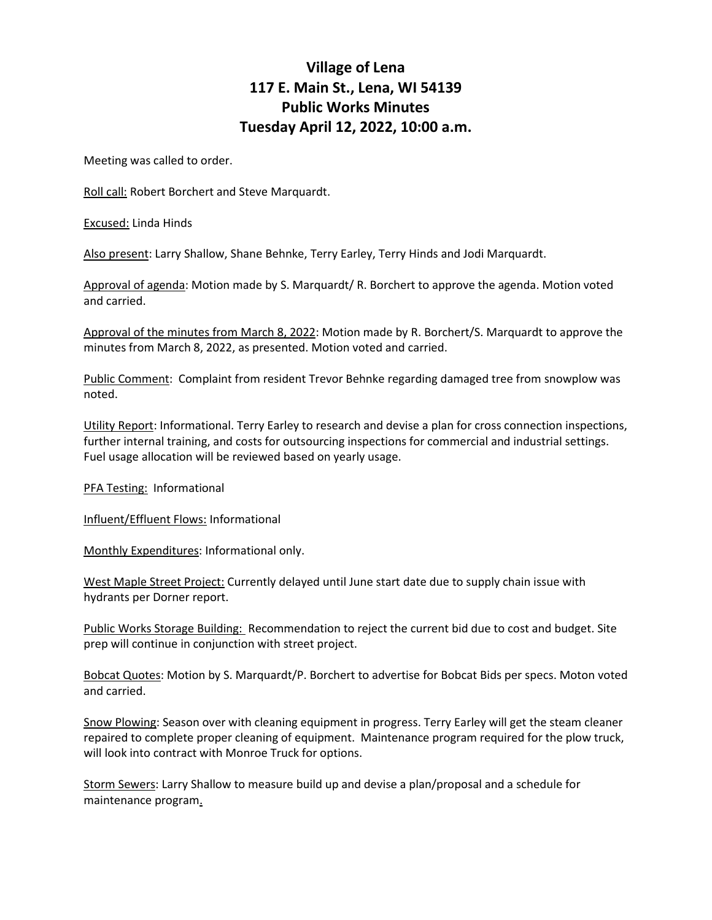# Village of Lena
# 117 E. Main St., Lena, WI 54139
# Public Works Minutes
# Tuesday April 12, 2022, 10:00 a.m.

Meeting was called to order.

Roll call: Robert Borchert and Steve Marquardt.

Excused: Linda Hinds

Also present: Larry Shallow, Shane Behnke, Terry Earley, Terry Hinds and Jodi Marquardt.

Approval of agenda: Motion made by S. Marquardt/ R. Borchert to approve the agenda. Motion voted and carried.

Approval of the minutes from March 8, 2022: Motion made by R. Borchert/S. Marquardt to approve the minutes from March 8, 2022, as presented. Motion voted and carried.

Public Comment: Complaint from resident Trevor Behnke regarding damaged tree from snowplow was noted.

Utility Report: Informational. Terry Earley to research and devise a plan for cross connection inspections, further internal training, and costs for outsourcing inspections for commercial and industrial settings. Fuel usage allocation will be reviewed based on yearly usage.

PFA Testing: Informational

Influent/Effluent Flows: Informational

Monthly Expenditures: Informational only.

West Maple Street Project: Currently delayed until June start date due to supply chain issue with hydrants per Dorner report.

Public Works Storage Building: Recommendation to reject the current bid due to cost and budget. Site prep will continue in conjunction with street project.

Bobcat Quotes: Motion by S. Marquardt/P. Borchert to advertise for Bobcat Bids per specs. Moton voted and carried.

Snow Plowing: Season over with cleaning equipment in progress. Terry Earley will get the steam cleaner repaired to complete proper cleaning of equipment. Maintenance program required for the plow truck, will look into contract with Monroe Truck for options.

Storm Sewers: Larry Shallow to measure build up and devise a plan/proposal and a schedule for maintenance program.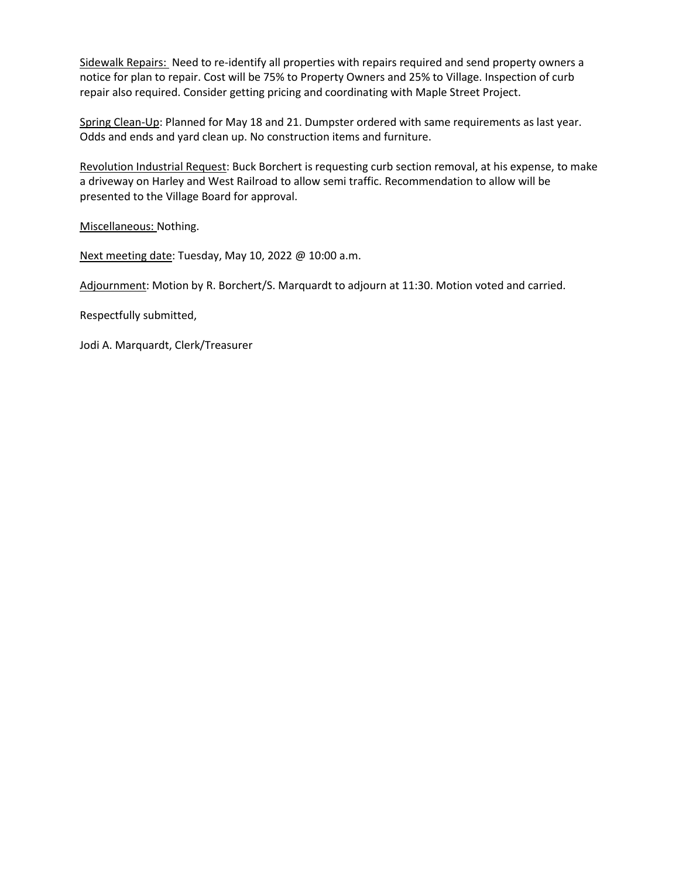Sidewalk Repairs: Need to re-identify all properties with repairs required and send property owners a notice for plan to repair. Cost will be 75% to Property Owners and 25% to Village. Inspection of curb repair also required. Consider getting pricing and coordinating with Maple Street Project.

Spring Clean-Up: Planned for May 18 and 21. Dumpster ordered with same requirements as last year. Odds and ends and yard clean up. No construction items and furniture.

Revolution Industrial Request: Buck Borchert is requesting curb section removal, at his expense, to make a driveway on Harley and West Railroad to allow semi traffic. Recommendation to allow will be presented to the Village Board for approval.

Miscellaneous: Nothing.

Next meeting date: Tuesday, May 10, 2022 @ 10:00 a.m.

Adjournment: Motion by R. Borchert/S. Marquardt to adjourn at 11:30. Motion voted and carried.

Respectfully submitted,

Jodi A. Marquardt, Clerk/Treasurer